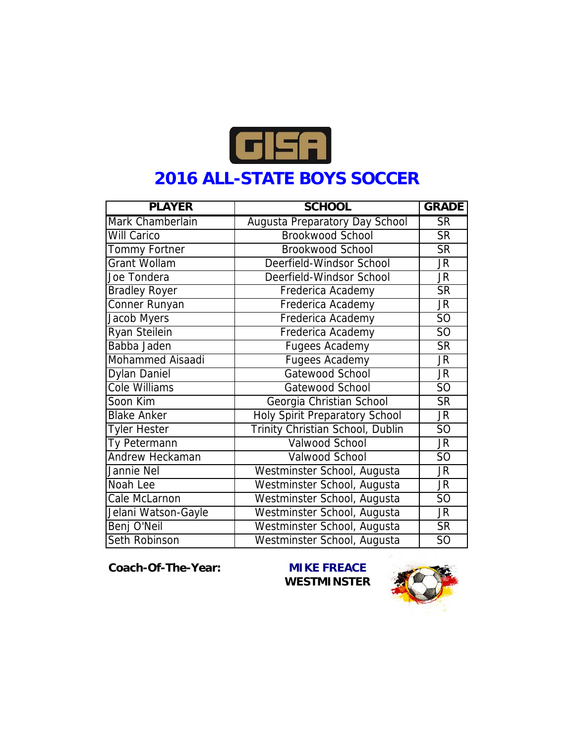GISA

# 2016 ALL-STATE BOYS SOCCER

| PLAYER | SCHOOL | GRADE |
|---|---|---|
| Mark Chamberlain | Augusta Preparatory Day School | SR |
| Will Carico | Brookwood School | SR |
| Tommy Fortner | Brookwood School | SR |
| Grant Wollam | Deerfield-Windsor School | JR |
| Joe Tondera | Deerfield-Windsor School | JR |
| Bradley Royer | Frederica Academy | SR |
| Conner Runyan | Frederica Academy | JR |
| Jacob Myers | Frederica Academy | SO |
| Ryan Steilein | Frederica Academy | SO |
| Babba Jaden | Fugees Academy | SR |
| Mohammed Aisaadi | Fugees Academy | JR |
| Dylan Daniel | Gatewood School | JR |
| Cole Williams | Gatewood School | SO |
| Soon Kim | Georgia Christian School | SR |
| Blake Anker | Holy Spirit Preparatory School | JR |
| Tyler Hester | Trinity Christian School, Dublin | SO |
| Ty Petermann | Valwood School | JR |
| Andrew Heckaman | Valwood School | SO |
| Jannie Nel | Westminster School, Augusta | JR |
| Noah Lee | Westminster School, Augusta | JR |
| Cale McLarnon | Westminster School, Augusta | SO |
| Jelani Watson-Gayle | Westminster School, Augusta | JR |
| Benj O'Neil | Westminster School, Augusta | SR |
| Seth Robinson | Westminster School, Augusta | SO |

**Coach-Of-The-Year:** **MIKE FREACE**
**WESTMINSTER**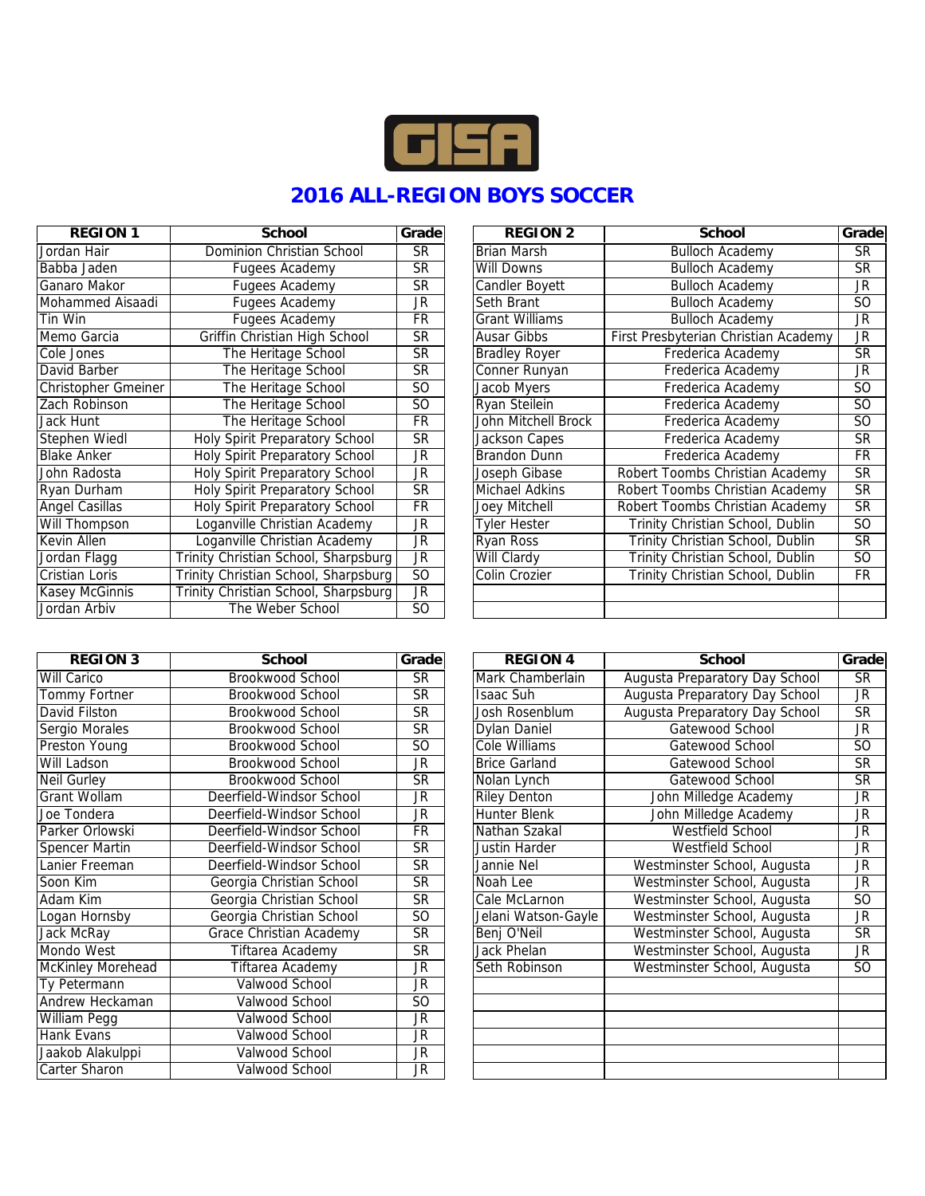GISA

## 2016 ALL-REGION BOYS SOCCER

| REGION 1 | School | Grade |
|---|---|---|
| Jordan Hair | Dominion Christian School | SR |
| Babba Jaden | Fugees Academy | SR |
| Ganaro Makor | Fugees Academy | SR |
| Mohammed Aisaadi | Fugees Academy | JR |
| Tin Win | Fugees Academy | FR |
| Memo Garcia | Griffin Christian High School | SR |
| Cole Jones | The Heritage School | SR |
| David Barber | The Heritage School | SR |
| Christopher Gmeiner | The Heritage School | SO |
| Zach Robinson | The Heritage School | SO |
| Jack Hunt | The Heritage School | FR |
| Stephen Wiedl | Holy Spirit Preparatory School | SR |
| Blake Anker | Holy Spirit Preparatory School | JR |
| John Radosta | Holy Spirit Preparatory School | JR |
| Ryan Durham | Holy Spirit Preparatory School | SR |
| Angel Casillas | Holy Spirit Preparatory School | FR |
| Will Thompson | Loganville Christian Academy | JR |
| Kevin Allen | Loganville Christian Academy | JR |
| Jordan Flagg | Trinity Christian School, Sharpsburg | JR |
| Cristian Loris | Trinity Christian School, Sharpsburg | SO |
| Kasey McGinnis | Trinity Christian School, Sharpsburg | JR |
| Jordan Arbiv | The Weber School | SO |

| REGION 2 | School | Grade |
|---|---|---|
| Brian Marsh | Bulloch Academy | SR |
| Will Downs | Bulloch Academy | SR |
| Candler Boyett | Bulloch Academy | JR |
| Seth Brant | Bulloch Academy | SO |
| Grant Williams | Bulloch Academy | JR |
| Ausar Gibbs | First Presbyterian Christian Academy | JR |
| Bradley Royer | Frederica Academy | SR |
| Conner Runyan | Frederica Academy | JR |
| Jacob Myers | Frederica Academy | SO |
| Ryan Steilein | Frederica Academy | SO |
| John Mitchell Brock | Frederica Academy | SO |
| Jackson Capes | Frederica Academy | SR |
| Brandon Dunn | Frederica Academy | FR |
| Joseph Gibase | Robert Toombs Christian Academy | SR |
| Michael Adkins | Robert Toombs Christian Academy | SR |
| Joey Mitchell | Robert Toombs Christian Academy | SR |
| Tyler Hester | Trinity Christian School, Dublin | SO |
| Ryan Ross | Trinity Christian School, Dublin | SR |
| Will Clardy | Trinity Christian School, Dublin | SO |
| Colin Crozier | Trinity Christian School, Dublin | FR |

| REGION 3 | School | Grade |
|---|---|---|
| Will Carico | Brookwood School | SR |
| Tommy Fortner | Brookwood School | SR |
| David Filston | Brookwood School | SR |
| Sergio Morales | Brookwood School | SR |
| Preston Young | Brookwood School | SO |
| Will Ladson | Brookwood School | JR |
| Neil Gurley | Brookwood School | SR |
| Grant Wollam | Deerfield-Windsor School | JR |
| Joe Tondera | Deerfield-Windsor School | JR |
| Parker Orlowski | Deerfield-Windsor School | FR |
| Spencer Martin | Deerfield-Windsor School | SR |
| Lanier Freeman | Deerfield-Windsor School | SR |
| Soon Kim | Georgia Christian School | SR |
| Adam Kim | Georgia Christian School | SR |
| Logan Hornsby | Georgia Christian School | SO |
| Jack McRay | Grace Christian Academy | SR |
| Mondo West | Tiftarea Academy | SR |
| McKinley Morehead | Tiftarea Academy | JR |
| Ty Petermann | Valwood School | JR |
| Andrew Heckaman | Valwood School | SO |
| William Pegg | Valwood School | JR |
| Hank Evans | Valwood School | JR |
| Jaakob Alakulppi | Valwood School | JR |
| Carter Sharon | Valwood School | JR |

| REGION 4 | School | Grade |
|---|---|---|
| Mark Chamberlain | Augusta Preparatory Day School | SR |
| Isaac Suh | Augusta Preparatory Day School | JR |
| Josh Rosenblum | Augusta Preparatory Day School | SR |
| Dylan Daniel | Gatewood School | JR |
| Cole Williams | Gatewood School | SO |
| Brice Garland | Gatewood School | SR |
| Nolan Lynch | Gatewood School | SR |
| Riley Denton | John Milledge Academy | JR |
| Hunter Blenk | John Milledge Academy | JR |
| Nathan Szakal | Westfield School | JR |
| Justin Harder | Westfield School | JR |
| Jannie Nel | Westminster School, Augusta | JR |
| Noah Lee | Westminster School, Augusta | JR |
| Cale McLarnon | Westminster School, Augusta | SO |
| Jelani Watson-Gayle | Westminster School, Augusta | JR |
| Benj O'Neil | Westminster School, Augusta | SR |
| Jack Phelan | Westminster School, Augusta | JR |
| Seth Robinson | Westminster School, Augusta | SO |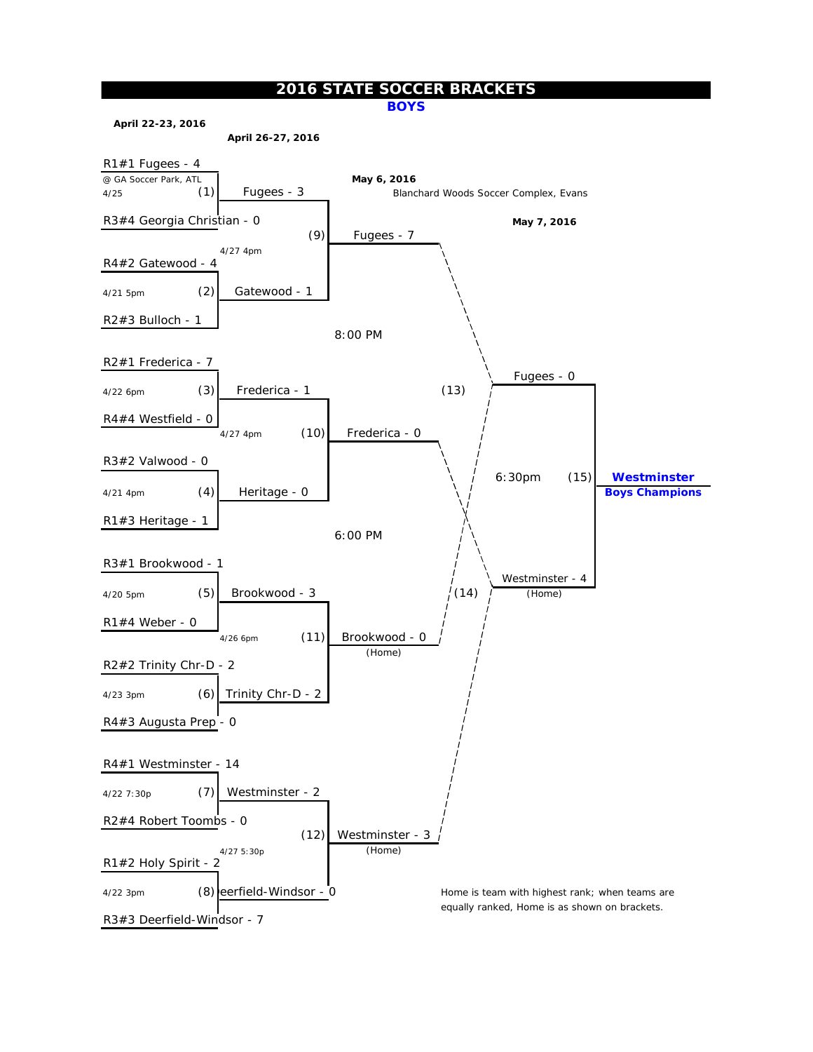# 2016 STATE SOCCER BRACKETS

## BOYS

**April 22-23, 2016**

**April 26-27, 2016**

**May 6, 2016**

Blanchard Woods Soccer Complex, Evans

**May 7, 2016**

R1#1 Fugees - 4
@ GA Soccer Park, ATL
4/25 (1) Fugees - 3
R3#4 Georgia Christian - 0

(9) Fugees - 7
4/27 4pm

R4#2 Gatewood - 4
4/21 5pm (2) Gatewood - 1
R2#3 Bulloch - 1

8:00 PM

R2#1 Frederica - 7
4/22 6pm (3) Frederica - 1
R4#4 Westfield - 0

4/27 4pm (10) Frederica - 0

R3#2 Valwood - 0
4/21 4pm (4) Heritage - 0
R1#3 Heritage - 1

(13) Fugees - 0

6:30pm (15) **Westminster**
**Boys Champions**

6:00 PM

R3#1 Brookwood - 1
4/20 5pm (5) Brookwood - 3
R1#4 Weber - 0

4/26 6pm (11) Brookwood - 0
(Home)

(14) Westminster - 4
(Home)

R2#2 Trinity Chr-D - 2
4/23 3pm (6) Trinity Chr-D - 2
R4#3 Augusta Prep - 0

R4#1 Westminster - 14
4/22 7:30p (7) Westminster - 2
R2#4 Robert Toombs - 0

(12) Westminster - 3
(Home)
4/27 5:30p

R1#2 Holy Spirit - 2
4/22 3pm (8) Deerfield-Windsor - 0
R3#3 Deerfield-Windsor - 7

Home is team with highest rank; when teams are equally ranked, Home is as shown on brackets.